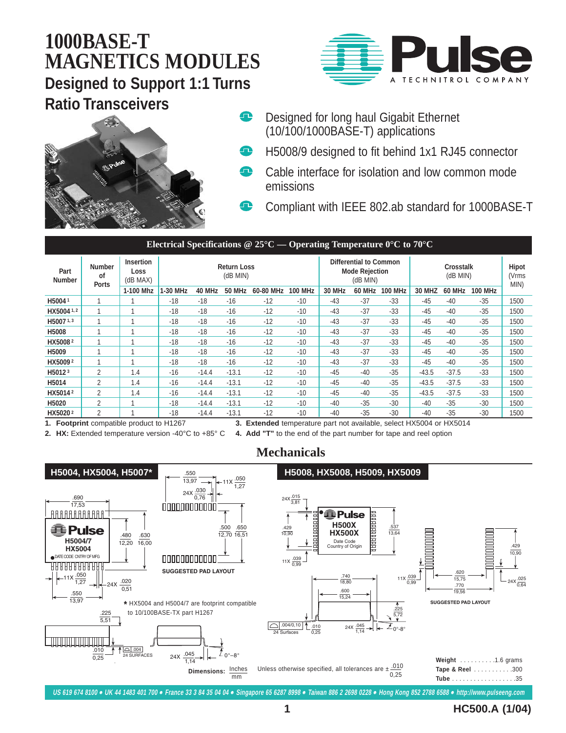# 1000BASE-T MAGNETICS MODULES

## Designed to Support 1:1 Turns Ratio Transceivers

- Designed for long haul Gigabit Ethernet (10/100/1000BASE-T) applications
- H5008/9 designed to fit behind 1x1 RJ45 connector
- Cable interface for isolation and low common mode emissions
- Compliant with IEEE 802.ab standard for 1000BASE-T

### Electrical Specifications @ 25°C — Operating Temperature 0°C to 70°C

| Part Number | Number of Ports | Insertion Loss (dB MAX) | Return Loss (dB MIN) | | | | | Differential to Common Mode Rejection (dB MIN) | | | Crosstalk (dB MIN) | | | Hipot (Vrms MIN) |
|---|---|---|---|---|---|---|---|---|---|---|---|---|---|---|
| | | 1-100 MHz | 1-30 MHz | 40 MHz | 50 MHz | 60-80 MHz | 100 MHz | 30 MHz | 60 MHz | 100 MHz | 30 MHZ | 60 MHz | 100 MHz | |
| H5004[1] | 1 | 1 | -18 | -18 | -16 | -12 | -10 | -43 | -37 | -33 | -45 | -40 | -35 | 1500 |
| HX5004[1,2] | 1 | 1 | -18 | -18 | -16 | -12 | -10 | -43 | -37 | -33 | -45 | -40 | -35 | 1500 |
| H5007[1,3] | 1 | 1 | -18 | -18 | -16 | -12 | -10 | -43 | -37 | -33 | -45 | -40 | -35 | 1500 |
| H5008 | 1 | 1 | -18 | -18 | -16 | -12 | -10 | -43 | -37 | -33 | -45 | -40 | -35 | 1500 |
| HX5008[2] | 1 | 1 | -18 | -18 | -16 | -12 | -10 | -43 | -37 | -33 | -45 | -40 | -35 | 1500 |
| H5009 | 1 | 1 | -18 | -18 | -16 | -12 | -10 | -43 | -37 | -33 | -45 | -40 | -35 | 1500 |
| HX5009[2] | 1 | 1 | -18 | -18 | -16 | -12 | -10 | -43 | -37 | -33 | -45 | -40 | -35 | 1500 |
| H5012[3] | 2 | 1.4 | -16 | -14.4 | -13.1 | -12 | -10 | -45 | -40 | -35 | -43.5 | -37.5 | -33 | 1500 |
| H5014 | 2 | 1.4 | -16 | -14.4 | -13.1 | -12 | -10 | -45 | -40 | -35 | -43.5 | -37.5 | -33 | 1500 |
| HX5014[2] | 2 | 1.4 | -16 | -14.4 | -13.1 | -12 | -10 | -45 | -40 | -35 | -43.5 | -37.5 | -33 | 1500 |
| H5020 | 2 | 1 | -18 | -14.4 | -13.1 | -12 | -10 | -40 | -35 | -30 | -40 | -35 | -30 | 1500 |
| HX5020[2] | 2 | 1 | -18 | -14.4 | -13.1 | -12 | -10 | -40 | -35 | -30 | -40 | -35 | -30 | 1500 |

1. **Footprint** compatible product to H1267
2. **HX:** Extended temperature version -40°C to +85° C
3. **Extended** temperature part not available, select HX5004 or HX5014
4. **Add "T"** to the end of the part number for tape and reel option

## Mechanicals

### H5004, HX5004, H5007*

Dimensions (Inches / mm): .690 / 17,53; .480 / 12,20; .630 / 16,00; 11X .050 / 1,27; 24X .020 / 0,51; .550 / 13,97; .225 / 5,51; .010 / 0,25; .004 24 SURFACES; 24X .045 / 1,14; 0°–8°

Marking: Pulse H5004/7 HX5004 DATE CODE CNTRY OF MFG

**SUGGESTED PAD LAYOUT:** .550 / 13,97; 11X .050 / 1,27; 24X .030 / 0,76; .500 / 12,70; .650 / 16,51

\* HX5004 and H5004/7 are footprint compatible to 10/100BASE-TX part H1267

### H5008, HX5008, H5009, HX5009

Dimensions (Inches / mm): 24X .015 / 3,81; .429 / 10,90; .537 / 13,64; 11X .039 / 0,99; .740 / 18,80; .600 / 15,24; .225 / 5,72; .004/0,10 24 Surfaces; .010 / 0,25; 24X .045 / 1,14; 0°-8°

Marking: Pulse H500X HX500X Date Code Country of Origin

**SUGGESTED PAD LAYOUT:** 11X .039 / 0,99; .620 / 15,75; .770 / 19,56; 24X .025 / 0,64; .429 / 10,90

**Dimensions:** Inches / mm

Unless otherwise specified, all tolerances are ± .010 / 0,25

**Weight** . . . . . . . . . .1.6 grams
**Tape & Reel** . . . . . . . . . . .300
**Tube** . . . . . . . . . . . . . . . . . .35

US 619 674 8100 • UK 44 1483 401 700 • France 33 3 84 35 04 04 • Singapore 65 6287 8998 • Taiwan 886 2 2698 0228 • Hong Kong 852 2788 6588 • http://www.pulseeng.com

HC500.A (1/04)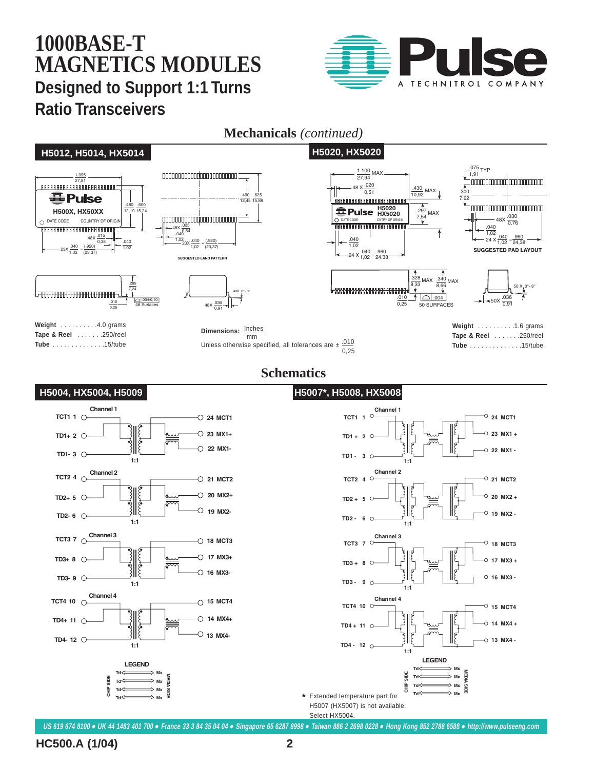# 1000BASE-T MAGNETICS MODULES

## Designed to Support 1:1 Turns Ratio Transceivers

## Mechanicals *(continued)*

### H5012, H5014, HX5014

**Weight** . . . . . . . . . .4.0 grams
**Tape & Reel** . . . . . . .250/reel
**Tube** . . . . . . . . . . . . . .15/tube

### H5020, HX5020

**Weight** . . . . . . . . . .1.6 grams
**Tape & Reel** . . . . . . .250/reel
**Tube** . . . . . . . . . . . . . .15/tube

**Dimensions:** Inches / mm

Unless otherwise specified, all tolerances are ± .010 / 0,25

## Schematics

### H5004, HX5004, H5009

### H5007*, H5008, HX5008

\* Extended temperature part for H5007 (HX5007) is not available. Select HX5004.

US 619 674 8100 • UK 44 1483 401 700 • France 33 3 84 35 04 04 • Singapore 65 6287 8998 • Taiwan 886 2 2698 0228 • Hong Kong 852 2788 6588 • http://www.pulseeng.com

HC500.A (1/04)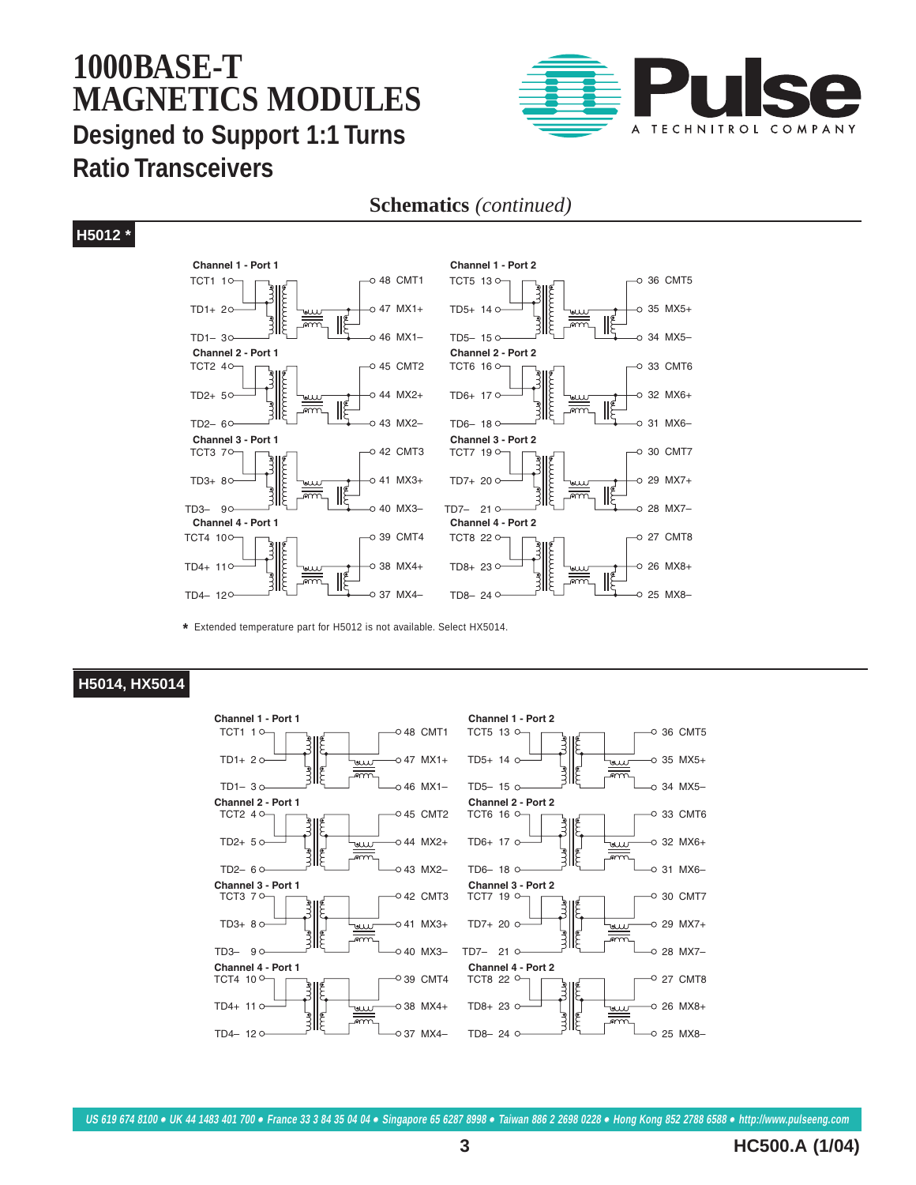# 1000BASE-T MAGNETICS MODULES

## Designed to Support 1:1 Turns Ratio Transceivers

### Schematics *(continued)*

### H5012 *

**Channel 1 - Port 1**
TCT1 1 — 48 CMT1
TD1+ 2 — 47 MX1+
TD1– 3 — 46 MX1–

**Channel 2 - Port 1**
TCT2 4 — 45 CMT2
TD2+ 5 — 44 MX2+
TD2– 6 — 43 MX2–

**Channel 3 - Port 1**
TCT3 7 — 42 CMT3
TD3+ 8 — 41 MX3+
TD3– 9 — 40 MX3–

**Channel 4 - Port 1**
TCT4 10 — 39 CMT4
TD4+ 11 — 38 MX4+
TD4– 12 — 37 MX4–

**Channel 1 - Port 2**
TCT5 13 — 36 CMT5
TD5+ 14 — 35 MX5+
TD5– 15 — 34 MX5–

**Channel 2 - Port 2**
TCT6 16 — 33 CMT6
TD6+ 17 — 32 MX6+
TD6– 18 — 31 MX6–

**Channel 3 - Port 2**
TCT7 19 — 30 CMT7
TD7+ 20 — 29 MX7+
TD7– 21 — 28 MX7–

**Channel 4 - Port 2**
TCT8 22 — 27 CMT8
TD8+ 23 — 26 MX8+
TD8– 24 — 25 MX8–

* Extended temperature part for H5012 is not available. Select HX5014.

### H5014, HX5014

**Channel 1 - Port 1**
TCT1 1 — 48 CMT1
TD1+ 2 — 47 MX1+
TD1– 3 — 46 MX1–

**Channel 2 - Port 1**
TCT2 4 — 45 CMT2
TD2+ 5 — 44 MX2+
TD2– 6 — 43 MX2–

**Channel 3 - Port 1**
TCT3 7 — 42 CMT3
TD3+ 8 — 41 MX3+
TD3– 9 — 40 MX3–

**Channel 4 - Port 1**
TCT4 10 — 39 CMT4
TD4+ 11 — 38 MX4+
TD4– 12 — 37 MX4–

**Channel 1 - Port 2**
TCT5 13 — 36 CMT5
TD5+ 14 — 35 MX5+
TD5– 15 — 34 MX5–

**Channel 2 - Port 2**
TCT6 16 — 33 CMT6
TD6+ 17 — 32 MX6+
TD6– 18 — 31 MX6–

**Channel 3 - Port 2**
TCT7 19 — 30 CMT7
TD7+ 20 — 29 MX7+
TD7– 21 — 28 MX7–

**Channel 4 - Port 2**
TCT8 22 — 27 CMT8
TD8+ 23 — 26 MX8+
TD8– 24 — 25 MX8–

US 619 674 8100 • UK 44 1483 401 700 • France 33 3 84 35 04 04 • Singapore 65 6287 8998 • Taiwan 886 2 2698 0228 • Hong Kong 852 2788 6588 • http://www.pulseeng.com

HC500.A (1/04)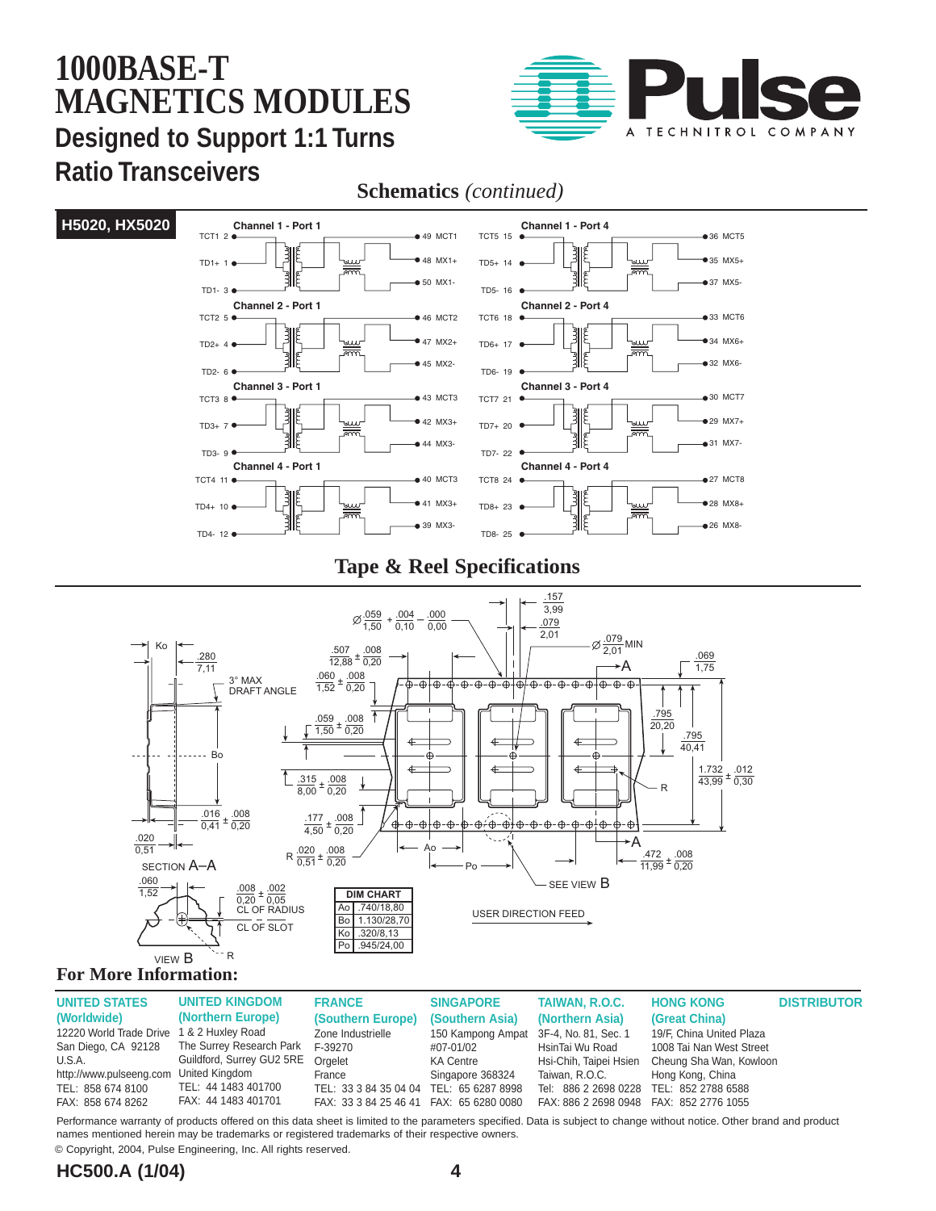# 1000BASE-T MAGNETICS MODULES

## Designed to Support 1:1 Turns Ratio Transceivers

## Schematics *(continued)*

**H5020, HX5020**

Channel 1 - Port 1
TCT1 2
TD1+ 1
TD1- 3
49 MCT1
48 MX1+
50 MX1-

Channel 2 - Port 1
TCT2 5
TD2+ 4
TD2- 6
46 MCT2
47 MX2+
45 MX2-

Channel 3 - Port 1
TCT3 8
TD3+ 7
TD3- 9
43 MCT3
42 MX3+
44 MX3-

Channel 4 - Port 1
TCT4 11
TD4+ 10
TD4- 12
40 MCT3
41 MX3+
39 MX3-

Channel 1 - Port 4
TCT5 15
TD5+ 14
TD5- 16
36 MCT5
35 MX5+
37 MX5-

Channel 2 - Port 4
TCT6 18
TD6+ 17
TD6- 19
33 MCT6
34 MX6+
32 MX6-

Channel 3 - Port 4
TCT7 21
TD7+ 20
TD7- 22
30 MCT7
29 MX7+
31 MX7-

Channel 4 - Port 4
TCT8 24
TD8+ 23
TD8- 25
27 MCT8
28 MX8+
26 MX8-

## Tape & Reel Specifications

Ø .059/1,50 + .004/0,10 − .000/0,00

.157/3,99

.079/2,01

Ø .079/2,01 MIN

Ko

.280/7,11

3° MAX DRAFT ANGLE

.507/12,88 ± .008/0,20

.060/1,52 ± .008/0,20

A

.069/1,75

.059/1,50 ± .008/0,20

.795/20,20

.795/40,41

Bo

.315/8,00 ± .008/0,20

1.732/43,99 ± .012/0,30

R

.016/0,41 ± .008/0,20

.177/4,50 ± .008/0,20

.020/0,51

A

R .020/0,51 ± .008/0,20

Ao

.472/11,99 ± .008/0,20

SECTION A–A

Po

.060/1,52

.008/0,20 ± .002/0,05 CL OF RADIUS

CL OF SLOT

SEE VIEW B

USER DIRECTION FEED

VIEW B

R

| DIM CHART | |
|---|---|
| Ao | .740/18,80 |
| Bo | 1.130/28,70 |
| Ko | .320/8,13 |
| Po | .945/24,00 |

## For More Information:

**UNITED STATES (Worldwide)**
12220 World Trade Drive
San Diego, CA 92128
U.S.A.
http://www.pulseeng.com
TEL: 858 674 8100
FAX: 858 674 8262

**UNITED KINGDOM (Northern Europe)**
1 & 2 Huxley Road
The Surrey Research Park
Guildford, Surrey GU2 5RE
United Kingdom
TEL: 44 1483 401700
FAX: 44 1483 401701

**FRANCE (Southern Europe)**
Zone Industrielle
F-39270
Orgelet
France
TEL: 33 3 84 35 04 04
FAX: 33 3 84 25 46 41

**SINGAPORE (Southern Asia)**
150 Kampong Ampat
#07-01/02
KA Centre
Singapore 368324
TEL: 65 6287 8998
FAX: 65 6280 0080

**TAIWAN, R.O.C. (Northern Asia)**
3F-4, No. 81, Sec. 1
HsinTai Wu Road
Hsi-Chih, Taipei Hsien
Taiwan, R.O.C.
Tel: 886 2 2698 0228
FAX: 886 2 2698 0948

**HONG KONG (Great China)**
19/F, China United Plaza
1008 Tai Nan West Street
Cheung Sha Wan, Kowloon
Hong Kong, China
TEL: 852 2788 6588
FAX: 852 2776 1055

**DISTRIBUTOR**

Performance warranty of products offered on this data sheet is limited to the parameters specified. Data is subject to change without notice. Other brand and product names mentioned herein may be trademarks or registered trademarks of their respective owners.

© Copyright, 2004, Pulse Engineering, Inc. All rights reserved.

**HC500.A (1/04)**